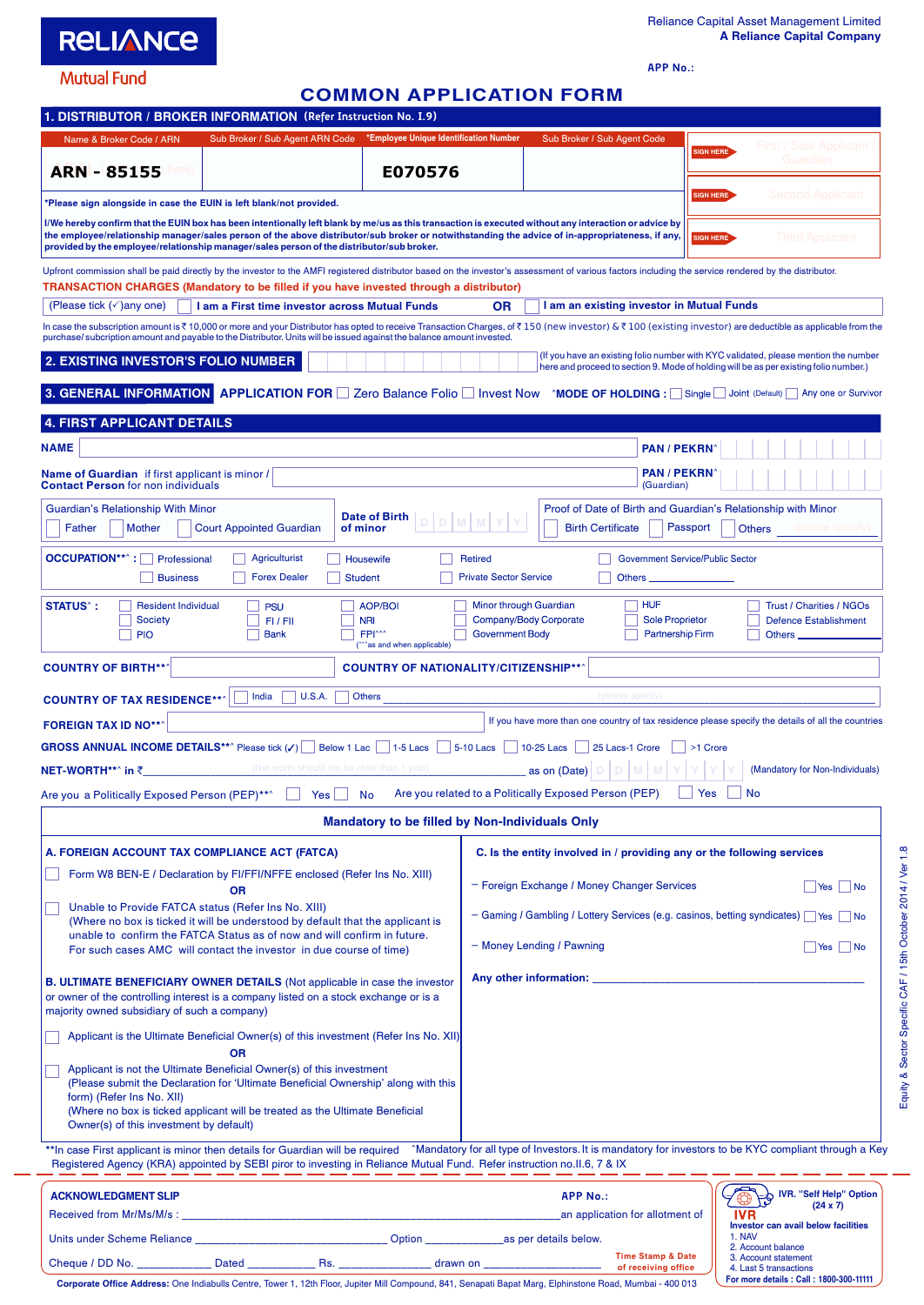RELIANCE
Mutual Fund

Reliance Capital Asset Management Limited
**A Reliance Capital Company**

APP No.:

# COMMON APPLICATION FORM

## 1. DISTRIBUTOR / BROKER INFORMATION (Refer Instruction No. I.9)

| Name & Broker Code / ARN | Sub Broker / Sub Agent ARN Code | *Employee Unique Identification Number | Sub Broker / Sub Agent Code |
|---|---|---|---|
| ARN - 85155 | | E070576 | |

*Please sign alongside in case the EUIN is left blank/not provided.

I/We hereby confirm that the EUIN box has been intentionally left blank by me/us as this transaction is executed without any interaction or advice by the employee/relationship manager/sales person of the above distributor/sub broker or notwithstanding the advice of in-appropriateness, if any, provided by the employee/relationship manager/sales person of the distributor/sub broker.

SIGN HERE — First / Sole Applicant / Guardian
SIGN HERE — Second Applicant
SIGN HERE — Third Applicant

Upfront commission shall be paid directly by the investor to the AMFI registered distributor based on the investor's assessment of various factors including the service rendered by the distributor.

**TRANSACTION CHARGES (Mandatory to be filled if you have invested through a distributor)**

(Please tick (✓) any one) ☐ **I am a First time investor across Mutual Funds** **OR** ☐ **I am an existing investor in Mutual Funds**

In case the subscription amount is ₹ 10,000 or more and your Distributor has opted to receive Transaction Charges, of ₹ 150 (new investor) & ₹ 100 (existing investor) are deductible as applicable from the purchase/ subcription amount and payable to the Distributor. Units will be issued against the balance amount invested.

## 2. EXISTING INVESTOR'S FOLIO NUMBER

(If you have an existing folio number with KYC validated, please mention the number here and proceed to section 9. Mode of holding will be as per existing folio number.)

## 3. GENERAL INFORMATION

**APPLICATION FOR** ☐ Zero Balance Folio ☐ Invest Now   ^**MODE OF HOLDING :** ☐ Single ☐ Joint (Default) ☐ Any one or Survivor

## 4. FIRST APPLICANT DETAILS

**NAME** ____________________ **PAN / PEKRN**^

**Name of Guardian** if first applicant is minor / **Contact Person** for non individuals ____________________ **PAN / PEKRN**^ (Guardian)

Guardian's Relationship With Minor: ☐ Father ☐ Mother ☐ Court Appointed Guardian

**Date of Birth of minor** D D M M Y Y

Proof of Date of Birth and Guardian's Relationship with Minor: ☐ Birth Certificate ☐ Passport ☐ Others (please specify)

**OCCUPATION**\*\*^ **:** ☐ Professional ☐ Agriculturist ☐ Housewife ☐ Retired ☐ Government Service/Public Sector ☐ Business ☐ Forex Dealer ☐ Student ☐ Private Sector Service ☐ Others ________

**STATUS**^ **:** ☐ Resident Individual ☐ PSU ☐ AOP/BOI ☐ Minor through Guardian ☐ HUF ☐ Trust / Charities / NGOs ☐ Society ☐ FI / FII ☐ NRI ☐ Company/Body Corporate ☐ Sole Proprietor ☐ Defence Establishment ☐ PIO ☐ Bank ☐ FPI^^^ (^^^as and when applicable) ☐ Government Body ☐ Partnership Firm ☐ Others ________

**COUNTRY OF BIRTH**\*\*^ ____________ **COUNTRY OF NATIONALITY/CITIZENSHIP**\*\*^ ____________

**COUNTRY OF TAX RESIDENCE**\*\*^ ☐ India ☐ U.S.A. ☐ Others ____________ (please specify)

**FOREIGN TAX ID NO**\*\*^ ____________ If you have more than one country of tax residence please specify the details of all the countries

**GROSS ANNUAL INCOME DETAILS**\*\*^ Please tick (✓) ☐ Below 1 Lac ☐ 1-5 Lacs ☐ 5-10 Lacs ☐ 10-25 Lacs ☐ 25 Lacs-1 Crore ☐ >1 Crore

**NET-WORTH**\*\*^ **in** ₹ ____________ (Net worth should not be older than 1 year) as on (Date) D D M M Y Y Y Y (Mandatory for Non-Individuals)

Are you a Politically Exposed Person (PEP)\*\*^ ☐ Yes ☐ No   Are you related to a Politically Exposed Person (PEP) ☐ Yes ☐ No

### Mandatory to be filled by Non-Individuals Only

**A. FOREIGN ACCOUNT TAX COMPLIANCE ACT (FATCA)**

☐ Form W8 BEN-E / Declaration by FI/FFI/NFFE enclosed (Refer Ins No. XIII)

**OR**

☐ Unable to Provide FATCA status (Refer Ins No. XIII) (Where no box is ticked it will be understood by default that the applicant is unable to confirm the FATCA status as of now and will confirm in future. For such cases AMC will contact the investor in due course of time)

**B. ULTIMATE BENEFICIARY OWNER DETAILS** (Not applicable in case the investor or owner of the controlling interest is a company listed on a stock exchange or is a majority owned subsidiary of such a company)

☐ Applicant is the Ultimate Beneficial Owner(s) of this investment (Refer Ins No. XII)

**OR**

☐ Applicant is not the Ultimate Beneficial Owner(s) of this investment (Please submit the Declaration for 'Ultimate Beneficial Ownership' along with this form) (Refer Ins No. XII) (Where no box is ticked applicant will be treated as the Ultimate Beneficial Owner(s) of this investment by default)

**C. Is the entity involved in / providing any or the following services**

- Foreign Exchange / Money Changer Services ☐ Yes ☐ No
- Gaming / Gambling / Lottery Services (e.g. casinos, betting syndicates) ☐ Yes ☐ No
- Money Lending / Pawning ☐ Yes ☐ No

**Any other information:** ____________________

\*\*In case First applicant is minor then details for Guardian will be required ^Mandatory for all type of Investors. It is mandatory for investors to be KYC compliant through a Key Registered Agency (KRA) appointed by SEBI piror to investing in Reliance Mutual Fund. Refer instruction no.II.6, 7 & IX

Equity & Sector Specific CAF / 15th October 2014 / Ver 1.8

---

**ACKNOWLEDGMENT SLIP** **APP No.:**

Received from Mr/Ms/M/s : ____________________ an application for allotment of

Units under Scheme Reliance ____________ Option ____________ as per details below.

Cheque / DD No. ________ Dated ________ Rs. ________ drawn on ________

Time Stamp & Date of receiving office

**IVR** IVR. "Self Help" Option (24 x 7)
**Investor can avail below facilities**
1. NAV
2. Account balance
3. Account statement
4. Last 5 transactions
**For more details : Call : 1800-300-11111**

**Corporate Office Address:** One Indiabulls Centre, Tower 1, 12th Floor, Jupiter Mill Compound, 841, Senapati Bapat Marg, Elphinstone Road, Mumbai - 400 013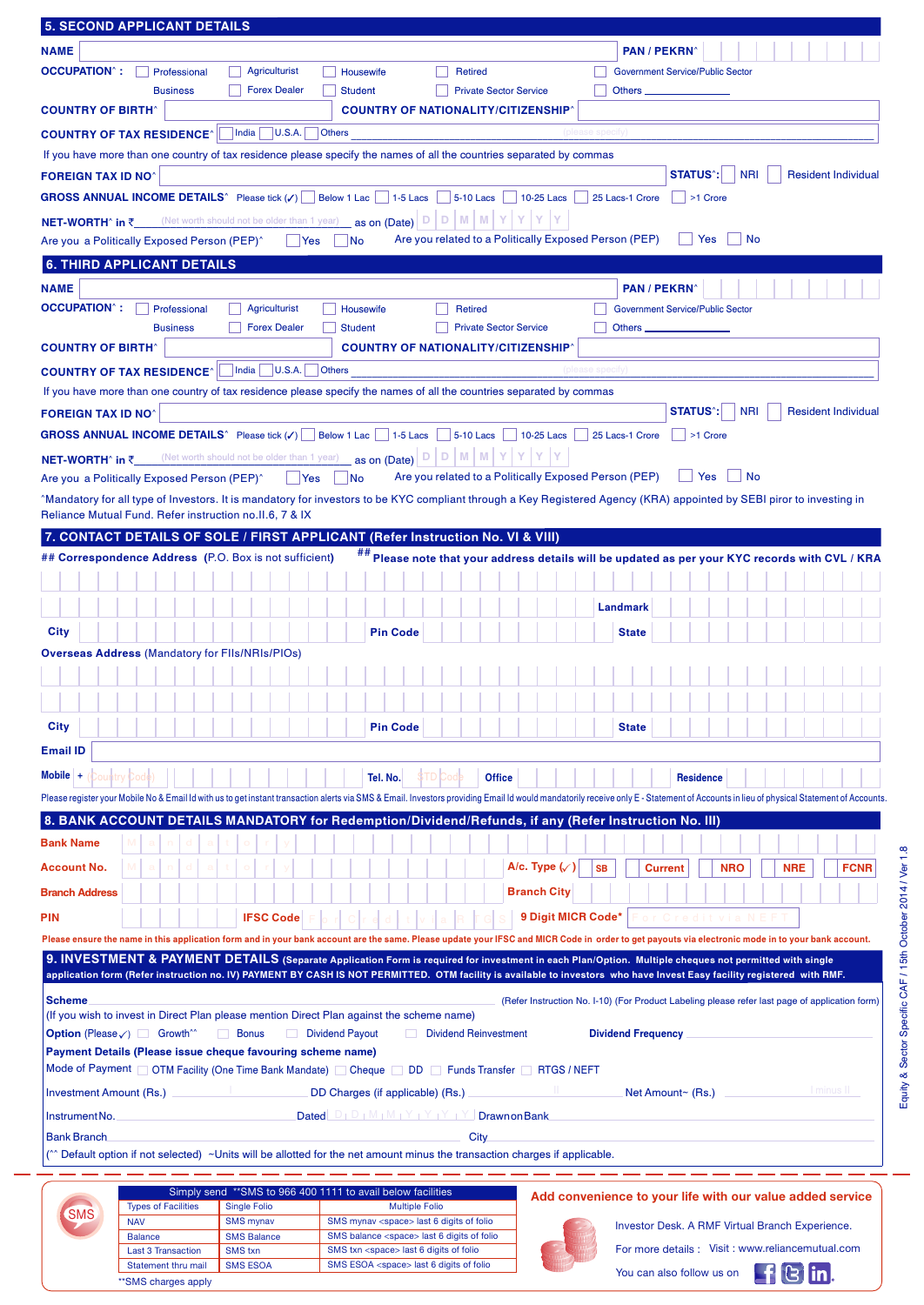## 5. SECOND APPLICANT DETAILS

**NAME** ____________________ **PAN / PEKRN^**

**OCCUPATION^ :** ☐ Professional ☐ Agriculturist ☐ Housewife ☐ Retired ☐ Government Service/Public Sector
☐ Business ☐ Forex Dealer ☐ Student ☐ Private Sector Service ☐ Others ____________

**COUNTRY OF BIRTH^** ____________ **COUNTRY OF NATIONALITY/CITIZENSHIP^** ____________

**COUNTRY OF TAX RESIDENCE^** ☐ India ☐ U.S.A. ☐ Others ____________ (please specify)

If you have more than one country of tax residence please specify the names of all the countries separated by commas

**FOREIGN TAX ID NO^** ____________ **STATUS^:** ☐ NRI ☐ Resident Individual

**GROSS ANNUAL INCOME DETAILS^** Please tick (✓) ☐ Below 1 Lac ☐ 1-5 Lacs ☐ 5-10 Lacs ☐ 10-25 Lacs ☐ 25 Lacs-1 Crore ☐ >1 Crore

**NET-WORTH^ in ₹** ____________ (Net worth should not be older than 1 year) as on (Date) D D M M Y Y Y Y

Are you a Politically Exposed Person (PEP)^ ☐ Yes ☐ No Are you related to a Politically Exposed Person (PEP) ☐ Yes ☐ No

## 6. THIRD APPLICANT DETAILS

**NAME** ____________________ **PAN / PEKRN^**

**OCCUPATION^ :** ☐ Professional ☐ Agriculturist ☐ Housewife ☐ Retired ☐ Government Service/Public Sector
☐ Business ☐ Forex Dealer ☐ Student ☐ Private Sector Service ☐ Others ____________

**COUNTRY OF BIRTH^** ____________ **COUNTRY OF NATIONALITY/CITIZENSHIP^** ____________

**COUNTRY OF TAX RESIDENCE^** ☐ India ☐ U.S.A. ☐ Others ____________ (please specify)

If you have more than one country of tax residence please specify the names of all the countries separated by commas

**FOREIGN TAX ID NO^** ____________ **STATUS^:** ☐ NRI ☐ Resident Individual

**GROSS ANNUAL INCOME DETAILS^** Please tick (✓) ☐ Below 1 Lac ☐ 1-5 Lacs ☐ 5-10 Lacs ☐ 10-25 Lacs ☐ 25 Lacs-1 Crore ☐ >1 Crore

**NET-WORTH^ in ₹** ____________ (Net worth should not be older than 1 year) as on (Date) D D M M Y Y Y Y

Are you a Politically Exposed Person (PEP)^ ☐ Yes ☐ No Are you related to a Politically Exposed Person (PEP) ☐ Yes ☐ No

^Mandatory for all type of Investors. It is mandatory for investors to be KYC compliant through a Key Registered Agency (KRA) appointed by SEBI piror to investing in Reliance Mutual Fund. Refer instruction no.II.6, 7 & IX

## 7. CONTACT DETAILS OF SOLE / FIRST APPLICANT (Refer Instruction No. VI & VIII)

**## Correspondence Address** (P.O. Box is not sufficient) **## Please note that your address details will be updated as per your KYC records with CVL / KRA**

____________________ **Landmark** ____________

**City** ____________ **Pin Code** ____________ **State** ____________

**Overseas Address** (Mandatory for FIIs/NRIs/PIOs)

____________________

**City** ____________ **Pin Code** ____________ **State** ____________

**Email ID** ____________________

**Mobile** + (Country Code) ____________ **Tel. No.** (STD Code) ____________ **Office** ____________ **Residence** ____________

Please register your Mobile No & Email Id with us to get instant transaction alerts via SMS & Email. Investors providing Email Id would mandatorily receive only E - Statement of Accounts in lieu of physical Statement of Accounts.

## 8. BANK ACCOUNT DETAILS MANDATORY for Redemption/Dividend/Refunds, if any (Refer Instruction No. III)

**Bank Name** (Mandatory) ____________

**Account No.** (Mandatory) ____________ **A/c. Type (✓)** ☐ SB ☐ Current ☐ NRO ☐ NRE ☐ FCNR

**Branch Address** ____________ **Branch City** ____________

**PIN** ____________ **IFSC Code** (For Credit via RTGS) ____________ **9 Digit MICR Code*** (For Credit via NEFT) ____________

Please ensure the name in this application form and in your bank account are the same. Please update your IFSC and MICR Code in order to get payouts via electronic mode in to your bank account.

## 9. INVESTMENT & PAYMENT DETAILS (Separate Application Form is required for investment in each Plan/Option. Multiple cheques not permitted with single application form (Refer instruction no. IV) PAYMENT BY CASH IS NOT PERMITTED. OTM facility is available to investors who have Invest Easy facility registered with RMF.

**Scheme** ____________ (Refer Instruction No. I-10) (For Product Labeling please refer last page of application form)

(If you wish to invest in Direct Plan please mention Direct Plan against the scheme name)

**Option** (Please ✓) ☐ Growth^^ ☐ Bonus ☐ Dividend Payout ☐ Dividend Reinvestment **Dividend Frequency** ____________

**Payment Details (Please issue cheque favouring scheme name)**

Mode of Payment ☐ OTM Facility (One Time Bank Mandate) ☐ Cheque ☐ DD ☐ Funds Transfer ☐ RTGS / NEFT

Investment Amount (Rs.) ____ I ____ DD Charges (if applicable) (Rs.) ____ II ____ Net Amount~ (Rs.) ____ I minus II ____

Instrument No. ____________ Dated D D M M Y Y Y Y Drawn on Bank ____________

Bank Branch ____________ City ____________

(^^ Default option if not selected) ~Units will be allotted for the net amount minus the transaction charges if applicable.

---

SMS

| Simply send **SMS to 966 400 1111 to avail below facilities | | |
|---|---|---|
| Types of Facilities | Single Folio | Multiple Folio |
| NAV | SMS mynav | SMS mynav <space> last 6 digits of folio |
| Balance | SMS Balance | SMS balance <space> last 6 digits of folio |
| Last 3 Transaction | SMS txn | SMS txn <space> last 6 digits of folio |
| Statement thru mail | SMS ESOA | SMS ESOA <space> last 6 digits of folio |

**SMS charges apply

**Add convenience to your life with our value added service**

Investor Desk. A RMF Virtual Branch Experience.

For more details : Visit : www.reliancemutual.com

You can also follow us on

Equity & Sector Specific CAF / 15th October 2014 / Ver 1.8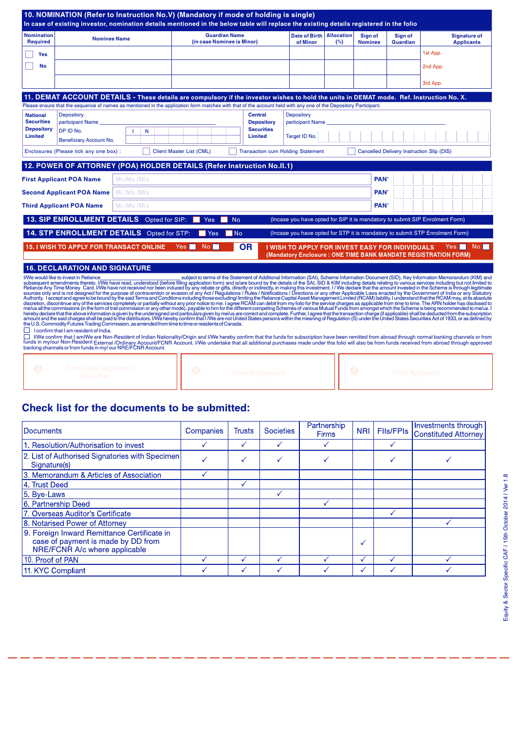## 10. NOMINATION (Refer to Instruction No.V) (Mandatory if mode of holding is single)

**In case of existing investor, nomination details mentioned in the below table will replace the existing details registered in the folio**

| Nomination Required | Nominee Name | Guardian Name (in case Nominee is Minor) | Date of Birth of Minor | Allocation (%) | Sign of Nominee | Sign of Guardian | Signature of Applicants |
|---|---|---|---|---|---|---|---|
| ☐ Yes | | | | | | | 1st App. |
| ☐ No | | | | | | | 2nd App. |
| | | | | | | | 3rd App. |

## 11. DEMAT ACCOUNT DETAILS - These details are compulsory if the investor wishes to hold the units in DEMAT mode. Ref. Instruction No. X.

Please ensure that the sequence of names as mentioned in the application form matches with that of the account held with any one of the Depository Participant.

| | | | |
|---|---|---|---|
| **National Securities Depository Limited** | Depository participant Name ______ <br> DP ID No. I N <br> Beneficiary Account No. | **Central Depository Securities Limited** | Depository participant Name ______ <br> Target ID No. |

Enclosures (Please tick any one box) : ☐ Client Master List (CML) ☐ Transaction cum Holding Statement ☐ Cancelled Delivery Instruction Slip (DIS)

## 12. POWER OF ATTORNEY (POA) HOLDER DETAILS (Refer Instruction No.II.1)

| | | |
|---|---|---|
| **First Applicant POA Name** | Mr./Ms./M/s | **PAN*** |
| **Second Applicant POA Name** | Mr./Ms./M/s | **PAN*** |
| **Third Applicant POA Name** | Mr./Ms./M/s | **PAN*** |

## 13. SIP ENROLLMENT DETAILS

Opted for SIP: ☐ Yes ☐ No (Incase you have opted for SIP it is mandatory to submit SIP Enrolment Form)

## 14. STP ENROLLMENT DETAILS

Opted for STP: ☐ Yes ☐ No (Incase you have opted for STP it is mandatory to submit STP Enrolment Form)

## 15. I WISH TO APPLY FOR TRANSACT ONLINE

Yes ☐ No ☐ **OR** **I WISH TO APPLY FOR INVEST EASY FOR INDIVIDUALS** Yes ☐ No ☐ **(Mandatory Enclosure : ONE TIME BANK MANDATE REGISTRATION FORM)**

## 16. DECLARATION AND SIGNATURE

I/We would like to invest in Reliance ______________ subject to terms of the Statement of Additional Information (SAI), Scheme Information Document (SID), Key Information Memorandum (KIM) and subsequent amendments thereto. I/We have read, understood (before filling application form) and is/are bound by the details of the SAI, SID & KIM including details relating to various services including but not limited to Reliance Any Time Money Card. I/We have not received nor been induced by any rebate or gifts, directly or indirectly, in making this investment. I / We declare that the amount invested in the Scheme is through legitimate sources only and is not designed for the purpose of contravention or evasion of any Act / Regulations / Rules / Notifications / Directions or any other Applicable Laws enacted by the Government of India or any Statutory Authority. I accept and agree to be bound by the said Terms and Conditions including those excluding/ limiting the Reliance Capital Asset Management Limited (RCAM) liability. I understand that the RCAM may, at its absolute discretion, discontinue any of the services completely or partially without any prior notice to me. I agree RCAM can debit from my folio for the service charges as applicable from time to time. The ARN holder has disclosed to me/us all the commissions (in the form of trail commission or any other mode), payable to him for the different competing Schemes of various Mutual Funds from amongst which the Scheme is being recommended to me/us. I hereby declare that the above information is given by the undersigned and particulars given by me/us are correct and complete. Further, I agree that the transaction charge (if applicable) shall be deducted from the subscription amount and the said charges shall be paid to the distributors. I/We hereby confirm that I /We are not United States persons within the meaning of Regulation (S) under the United States Securities Act of 1933, or as defined by the U.S. Commodity Futures Trading Commission, as amended from time to time or residents of Canada.

☐ I confirm that I am resident of India.

☐ I/We confirm that I am/We are Non-Resident of Indian Nationality/Origin and I/We hereby confirm that the funds for subscription have been remitted from abroad through normal banking channels or from funds in my/our Non-Resident External /Ordinary Account/FCNR Account. I/We undertake that all additional purchases made under this folio will also be from funds received from abroad through approved banking channels or from funds in my/ our NRE/FCNR Account.

| | | |
|---|---|---|
| First / Sole Applicant / Guardian | Second Applicant | Third Applicant |

## Check list for the documents to be submitted:

| Documents | Companies | Trusts | Societies | Partnership Firms | NRI | FIIs/FPIs | Investments through Constituted Attorney |
|---|---|---|---|---|---|---|---|
| 1. Resolution/Authorisation to invest | ✓ | ✓ | ✓ | ✓ | | ✓ | |
| 2. List of Authorised Signatories with Specimen Signature(s) | ✓ | ✓ | ✓ | ✓ | | ✓ | ✓ |
| 3. Memorandum & Articles of Association | ✓ | | | | | | |
| 4. Trust Deed | | ✓ | | | | | |
| 5. Bye-Laws | | | ✓ | | | | |
| 6. Partnership Deed | | | | ✓ | | | |
| 7. Overseas Auditor's Certificate | | | | | | ✓ | |
| 8. Notarised Power of Attorney | | | | | | | ✓ |
| 9. Foreign Inward Remittance Certificate in case of payment is made by DD from NRE/FCNR A/c where applicable | | | | | ✓ | | |
| 10. Proof of PAN | ✓ | ✓ | ✓ | ✓ | ✓ | ✓ | ✓ |
| 11. KYC Compliant | ✓ | ✓ | ✓ | ✓ | ✓ | ✓ | ✓ |

Equity & Sector Specific CAF / 15th October 2014 / Ver 1.8